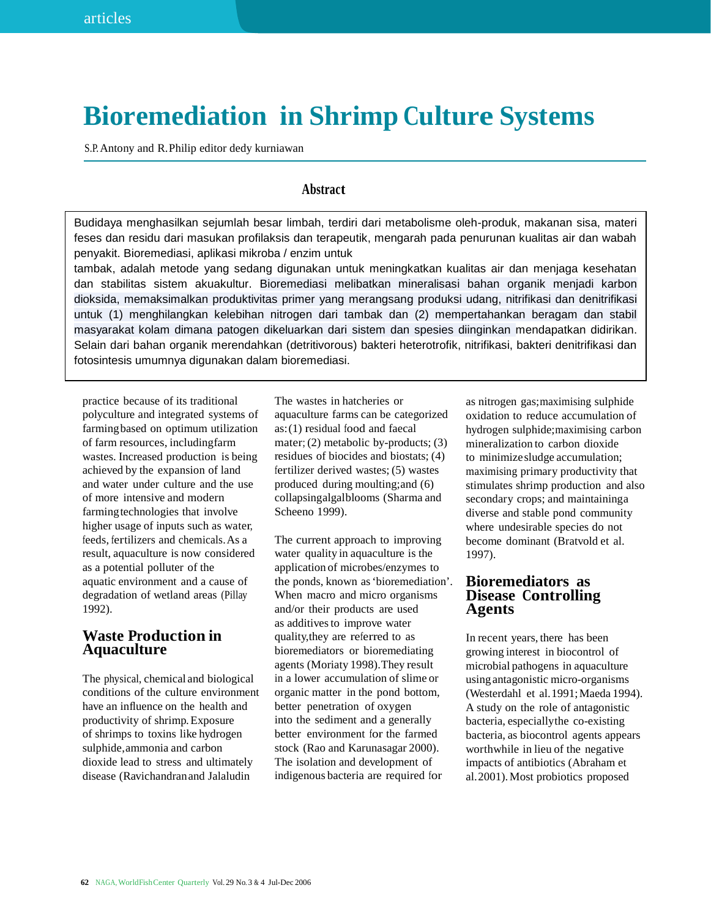# Bioremediation in Shrimp Culture Systems

S.P. Antony and R. Philip editor dedy kurniawan

## Abstract

Budidaya menghasilkan sejumlah besar limbah, terdiri dari metabolisme oleh-produk, makanan sisa, materi feses dan residu dari masukan profilaksis dan terapeutik, mengarah pada penurunan kualitas air dan wabah penyakit. Bioremediasi, aplikasi mikroba / enzim untuk
tambak, adalah metode yang sedang digunakan untuk meningkatkan kualitas air dan menjaga kesehatan dan stabilitas sistem akuakultur. Bioremediasi melibatkan mineralisasi bahan organik menjadi karbon dioksida, memaksimalkan produktivitas primer yang merangsang produksi udang, nitrifikasi dan denitrifikasi untuk (1) menghilangkan kelebihan nitrogen dari tambak dan (2) mempertahankan beragam dan stabil masyarakat kolam dimana patogen dikeluarkan dari sistem dan spesies diinginkan mendapatkan didirikan. Selain dari bahan organik merendahkan (detritivorous) bakteri heterotrofik, nitrifikasi, bakteri denitrifikasi dan fotosintesis umumnya digunakan dalam bioremediasi.

practice because of its traditional polyculture and integrated systems of farming based on optimum utilization of farm resources, including farm wastes. Increased production is being achieved by the expansion of land and water under culture and the use of more intensive and modern farming technologies that involve higher usage of inputs such as water, feeds, fertilizers and chemicals. As a result, aquaculture is now considered as a potential polluter of the aquatic environment and a cause of degradation of wetland areas (Pillay 1992).

## Waste Production in Aquaculture

The physical, chemical and biological conditions of the culture environment have an influence on the health and productivity of shrimp. Exposure of shrimps to toxins like hydrogen sulphide, ammonia and carbon dioxide lead to stress and ultimately disease (Ravichandran and Jalaludin The wastes in hatcheries or aquaculture farms can be categorized as: (1) residual food and faecal mater; (2) metabolic by-products; (3) residues of biocides and biostats; (4) fertilizer derived wastes; (5) wastes produced during moulting; and (6) collapsing algal blooms (Sharma and Scheeno 1999).

The current approach to improving water quality in aquaculture is the application of microbes/enzymes to the ponds, known as 'bioremediation'. When macro and micro organisms and/or their products are used as additives to improve water quality, they are referred to as bioremediators or bioremediating agents (Moriaty 1998). They result in a lower accumulation of slime or organic matter in the pond bottom, better penetration of oxygen into the sediment and a generally better environment for the farmed stock (Rao and Karunasagar 2000). The isolation and development of indigenous bacteria are required for as nitrogen gas; maximising sulphide oxidation to reduce accumulation of hydrogen sulphide; maximising carbon mineralization to carbon dioxide to minimize sludge accumulation; maximising primary productivity that stimulates shrimp production and also secondary crops; and maintaining a diverse and stable pond community where undesirable species do not become dominant (Bratvold et al. 1997).

## Bioremediators as Disease Controlling Agents

In recent years, there has been growing interest in biocontrol of microbial pathogens in aquaculture using antagonistic micro-organisms (Westerdahl et al. 1991; Maeda 1994). A study on the role of antagonistic bacteria, especially the co-existing bacteria, as biocontrol agents appears worthwhile in lieu of the negative impacts of antibiotics (Abraham et al. 2001). Most probiotics proposed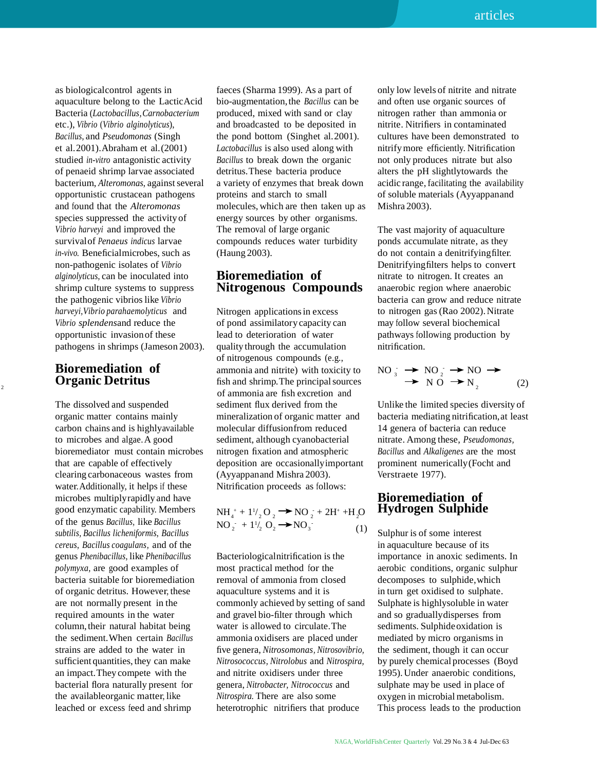as biological control agents in aquaculture belong to the Lactic Acid Bacteria (*Lactobacillus, Carnobacterium* etc.), *Vibrio* (*Vibrio alginolyticus*), *Bacillus*, and *Pseudomonas* (Singh et al. 2001). Abraham et al. (2001) studied *in-vitro* antagonistic activity of penaeid shrimp larvae associated bacterium, *Alteromonas*, against several opportunistic crustacean pathogens and found that the *Alteromonas* species suppressed the activity of *Vibrio harveyi* and improved the survival of *Penaeus indicus* larvae *in-vivo*. Beneficial microbes, such as non-pathogenic isolates of *Vibrio alginolyticus*, can be inoculated into shrimp culture systems to suppress the pathogenic vibrios like *Vibrio harveyi, Vibrio parahaemolyticus* and *Vibrio splendens* and reduce the opportunistic invasion of these pathogens in shrimps (Jameson 2003).

## Bioremediation of Organic Detritus

The dissolved and suspended organic matter contains mainly carbon chains and is highly available to microbes and algae. A good bioremediator must contain microbes that are capable of effectively clearing carbonaceous wastes from water. Additionally, it helps if these microbes multiply rapidly and have good enzymatic capability. Members of the genus *Bacillus*, like *Bacillus subtilis, Bacillus licheniformis, Bacillus cereus, Bacillus coagulans*, and of the genus *Phenibacillus*, like *Phenibacillus polymyxa*, are good examples of bacteria suitable for bioremediation of organic detritus. However, these are not normally present in the required amounts in the water column, their natural habitat being the sediment. When certain *Bacillus* strains are added to the water in sufficient quantities, they can make an impact. They compete with the bacterial flora naturally present for the available organic matter, like leached or excess feed and shrimp faeces (Sharma 1999). As a part of bio-augmentation, the *Bacillus* can be produced, mixed with sand or clay and broadcasted to be deposited in the pond bottom (Singh et al. 2001). *Lactobacillus* is also used along with *Bacillus* to break down the organic detritus. These bacteria produce a variety of enzymes that break down proteins and starch to small molecules, which are then taken up as energy sources by other organisms. The removal of large organic compounds reduces water turbidity (Haung 2003).

## Bioremediation of Nitrogenous Compounds

Nitrogen applications in excess of pond assimilatory capacity can lead to deterioration of water quality through the accumulation of nitrogenous compounds (e.g., ammonia and nitrite) with toxicity to fish and shrimp. The principal sources of ammonia are fish excretion and sediment flux derived from the mineralization of organic matter and molecular diffusion from reduced sediment, although cyanobacterial nitrogen fixation and atmospheric deposition are occasionally important (Ayyappan and Mishra 2003). Nitrification proceeds as follows:

$$NH_4^+ + 1^1/_2\, O_2 \rightarrow NO_2^- + 2H^+ + H_2O$$
$$NO_2^- + 1^1/_2\, O_2 \rightarrow NO_3^- \qquad (1)$$

Bacteriological nitrification is the most practical method for the removal of ammonia from closed aquaculture systems and it is commonly achieved by setting of sand and gravel bio-filter through which water is allowed to circulate. The ammonia oxidisers are placed under five genera, *Nitrosomonas, Nitrosovibrio, Nitrosococcus, Nitrolobus* and *Nitrospira*, and nitrite oxidisers under three genera, *Nitrobacter, Nitrococcus* and *Nitrospira*. There are also some heterotrophic nitrifiers that produce only low levels of nitrite and nitrate and often use organic sources of nitrogen rather than ammonia or nitrite. Nitrifiers in contaminated cultures have been demonstrated to nitrify more efficiently. Nitrification not only produces nitrate but also alters the pH slightly towards the acidic range, facilitating the availability of soluble materials (Ayyappan and Mishra 2003).

The vast majority of aquaculture ponds accumulate nitrate, as they do not contain a denitrifying filter. Denitrifying filters helps to convert nitrate to nitrogen. It creates an anaerobic region where anaerobic bacteria can grow and reduce nitrate to nitrogen gas (Rao 2002). Nitrate may follow several biochemical pathways following production by nitrification.

$$NO_3^- \rightarrow NO_2^- \rightarrow NO \rightarrow N_2O \rightarrow N_2 \qquad (2)$$

Unlike the limited species diversity of bacteria mediating nitrification, at least 14 genera of bacteria can reduce nitrate. Among these, *Pseudomonas, Bacillus* and *Alkaligenes* are the most prominent numerically (Focht and Verstraete 1977).

## Bioremediation of Hydrogen Sulphide

Sulphur is of some interest in aquaculture because of its importance in anoxic sediments. In aerobic conditions, organic sulphur decomposes to sulphide, which in turn get oxidised to sulphate. Sulphate is highly soluble in water and so gradually disperses from sediments. Sulphide oxidation is mediated by micro organisms in the sediment, though it can occur by purely chemical processes (Boyd 1995). Under anaerobic conditions, sulphate may be used in place of oxygen in microbial metabolism. This process leads to the production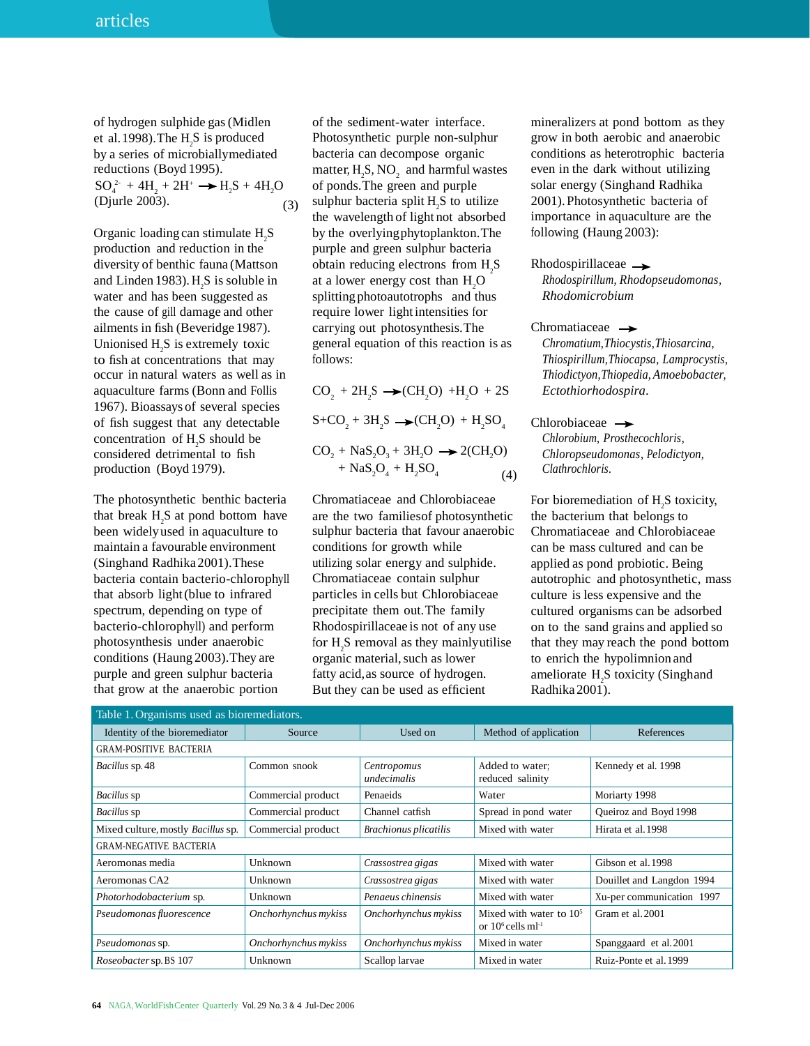of hydrogen sulphide gas (Midlen et al. 1998). The $H_2S$ is produced by a series of microbially mediated reductions (Boyd 1995).

$$SO_4^{2-} + 4H_2 + 2H^+ \rightarrow H_2S + 4H_2O \quad (3)$$

(Djurle 2003).

Organic loading can stimulate $H_2S$ production and reduction in the diversity of benthic fauna (Mattson and Linden 1983). $H_2S$ is soluble in water and has been suggested as the cause of gill damage and other ailments in fish (Beveridge 1987). Unionised $H_2S$ is extremely toxic to fish at concentrations that may occur in natural waters as well as in aquaculture farms (Bonn and Follis 1967). Bioassays of several species of fish suggest that any detectable concentration of $H_2S$ should be considered detrimental to fish production (Boyd 1979).

The photosynthetic benthic bacteria that break $H_2S$ at pond bottom have been widely used in aquaculture to maintain a favourable environment (Singhand Radhika 2001). These bacteria contain bacterio-chlorophyll that absorb light (blue to infrared spectrum, depending on type of bacterio-chlorophyll) and perform photosynthesis under anaerobic conditions (Haung 2003). They are purple and green sulphur bacteria that grow at the anaerobic portion of the sediment-water interface. Photosynthetic purple non-sulphur bacteria can decompose organic matter, $H_2S$, $NO_2$ and harmful wastes of ponds. The green and purple sulphur bacteria split $H_2S$ to utilize the wavelength of light not absorbed by the overlying phytoplankton. The purple and green sulphur bacteria obtain reducing electrons from $H_2S$ at a lower energy cost than $H_2O$ splitting photoautotrophs and thus require lower light intensities for carrying out photosynthesis. The general equation of this reaction is as follows:

$$CO_2 + 2H_2S \rightarrow (CH_2O) + H_2O + 2S$$

$$S + CO_2 + 3H_2S \rightarrow (CH_2O) + H_2SO_4$$

$$CO_2 + NaS_2O_3 + 3H_2O \rightarrow 2(CH_2O) + NaS_2O_4 + H_2SO_4 \quad (4)$$

Chromatiaceae and Chlorobiaceae are the two families of photosynthetic sulphur bacteria that favour anaerobic conditions for growth while utilizing solar energy and sulphide. Chromatiaceae contain sulphur particles in cells but Chlorobiaceae precipitate them out. The family Rhodospirillaceae is not of any use for $H_2S$ removal as they mainly utilise organic material, such as lower fatty acid, as source of hydrogen. But they can be used as efficient mineralizers at pond bottom as they grow in both aerobic and anaerobic conditions as heterotrophic bacteria even in the dark without utilizing solar energy (Singhand Radhika 2001). Photosynthetic bacteria of importance in aquaculture are the following (Haung 2003):

Rhodospirillaceae →
*Rhodospirillum, Rhodopseudomonas, Rhodomicrobium*

Chromatiaceae →
*Chromatium, Thiocystis, Thiosarcina, Thiospirillum, Thiocapsa, Lamprocystis, Thiodictyon, Thiopedia, Amoebobacter, Ectothiorhodospira.*

Chlorobiaceae →
*Chlorobium, Prosthecochloris, Chloropseudomonas, Pelodictyon, Clathrochloris.*

For bioremediation of $H_2S$ toxicity, the bacterium that belongs to Chromatiaceae and Chlorobiaceae can be mass cultured and can be applied as pond probiotic. Being autotrophic and photosynthetic, mass culture is less expensive and the cultured organisms can be adsorbed on to the sand grains and applied so that they may reach the pond bottom to enrich the hypolimnion and ameliorate $H_2S$ toxicity (Singhand Radhika 2001).

Table 1. Organisms used as bioremediators.

| Identity of the bioremediator | Source | Used on | Method of application | References |
|---|---|---|---|---|
| GRAM-POSITIVE BACTERIA | | | | |
| *Bacillus* sp. 48 | Common snook | *Centropomus undecimalis* | Added to water; reduced salinity | Kennedy et al. 1998 |
| *Bacillus* sp | Commercial product | Penaeids | Water | Moriarty 1998 |
| *Bacillus* sp | Commercial product | Channel catfish | Spread in pond water | Queiroz and Boyd 1998 |
| Mixed culture, mostly *Bacillus* sp. | Commercial product | *Brachionus plicatilis* | Mixed with water | Hirata et al. 1998 |
| GRAM-NEGATIVE BACTERIA | | | | |
| Aeromonas media | Unknown | *Crassostrea gigas* | Mixed with water | Gibson et al. 1998 |
| Aeromonas CA2 | Unknown | *Crassostrea gigas* | Mixed with water | Douillet and Langdon 1994 |
| *Photorhodobacterium* sp. | Unknown | *Penaeus chinensis* | Mixed with water | Xu-per communication 1997 |
| *Pseudomonas fluorescence* | *Onchorhynchus mykiss* | *Onchorhynchus mykiss* | Mixed with water to $10^5$ or $10^6$ cells $ml^{-1}$ | Gram et al. 2001 |
| *Pseudomonas* sp. | *Onchorhynchus mykiss* | *Onchorhynchus mykiss* | Mixed in water | Spanggaard et al. 2001 |
| *Roseobacter* sp. BS 107 | Unknown | Scallop larvae | Mixed in water | Ruiz-Ponte et al. 1999 |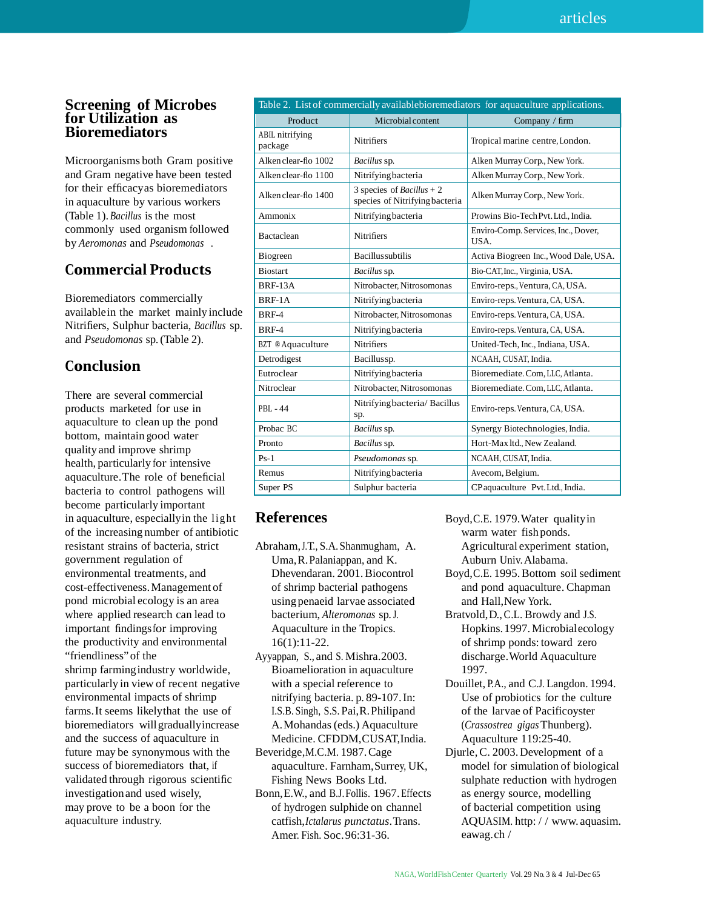## Screening of Microbes for Utilization as Bioremediators

Microorganisms both Gram positive and Gram negative have been tested for their efficacy as bioremediators in aquaculture by various workers (Table 1). *Bacillus* is the most commonly used organism followed by *Aeromonas* and *Pseudomonas*.

## Commercial Products

Bioremediators commercially available in the market mainly include Nitrifiers, Sulphur bacteria, *Bacillus* sp. and *Pseudomonas* sp. (Table 2).

## Conclusion

There are several commercial products marketed for use in aquaculture to clean up the pond bottom, maintain good water quality and improve shrimp health, particularly for intensive aquaculture. The role of beneficial bacteria to control pathogens will become particularly important in aquaculture, especially in the light of the increasing number of antibiotic resistant strains of bacteria, strict government regulation of environmental treatments, and cost-effectiveness. Management of pond microbial ecology is an area where applied research can lead to important findings for improving the productivity and environmental "friendliness" of the shrimp farming industry worldwide, particularly in view of recent negative environmental impacts of shrimp farms. It seems likely that the use of bioremediators will gradually increase and the success of aquaculture in future may be synonymous with the success of bioremediators that, if validated through rigorous scientific investigation and used wisely, may prove to be a boon for the aquaculture industry.

Table 2. List of commercially available bioremediators for aquaculture applications.

| Product | Microbial content | Company / firm |
|---|---|---|
| ABIL nitrifying package | Nitrifiers | Tropical marine centre, London. |
| Alken clear-flo 1002 | *Bacillus* sp. | Alken Murray Corp., New York. |
| Alken clear-flo 1100 | Nitrifying bacteria | Alken Murray Corp., New York. |
| Alken clear-flo 1400 | 3 species of *Bacillus* + 2 species of Nitrifying bacteria | Alken Murray Corp., New York. |
| Ammonix | Nitrifying bacteria | Prowins Bio-Tech Pvt. Ltd., India. |
| Bactaclean | Nitrifiers | Enviro-Comp. Services, Inc., Dover, USA. |
| Biogreen | Bacillus subtilis | Activa Biogreen Inc., Wood Dale, USA. |
| Biostart | *Bacillus* sp. | Bio-CAT, Inc., Virginia, USA. |
| BRF-13A | Nitrobacter, Nitrosomonas | Enviro-reps., Ventura, CA, USA. |
| BRF-1A | Nitrifying bacteria | Enviro-reps. Ventura, CA, USA. |
| BRF-4 | Nitrobacter, Nitrosomonas | Enviro-reps. Ventura, CA, USA. |
| BRF-4 | Nitrifying bacteria | Enviro-reps. Ventura, CA, USA. |
| BZT ® Aquaculture | Nitrifiers | United-Tech, Inc., Indiana, USA. |
| Detrodigest | Bacillus sp. | NCAAH, CUSAT, India. |
| Eutroclear | Nitrifying bacteria | Bioremediate. Com, LLC, Atlanta. |
| Nitroclear | Nitrobacter, Nitrosomonas | Bioremediate. Com, LLC, Atlanta. |
| PBL - 44 | Nitrifying bacteria/ Bacillus sp. | Enviro-reps. Ventura, CA, USA. |
| Probac BC | *Bacillus* sp. | Synergy Biotechnologies, India. |
| Pronto | *Bacillus* sp. | Hort-Max ltd., New Zealand. |
| Ps-1 | *Pseudomonas* sp. | NCAAH, CUSAT, India. |
| Remus | Nitrifying bacteria | Avecom, Belgium. |
| Super PS | Sulphur bacteria | CP aquaculture Pvt. Ltd., India. |

## References

Abraham, J.T., S.A. Shanmugham, A. Uma, R. Palaniappan, and K. Dhevendaran. 2001. Biocontrol of shrimp bacterial pathogens using penaeid larvae associated bacterium, *Alteromonas* sp. J. Aquaculture in the Tropics. 16(1):11-22.

Ayyappan, S., and S. Mishra. 2003. Bioamelioration in aquaculture with a special reference to nitrifying bacteria. p. 89-107. In: I.S.B. Singh, S.S. Pai, R. Philip and A. Mohandas (eds.) Aquaculture Medicine. CFDDM, CUSAT, India.

Beveridge, M.C.M. 1987. Cage aquaculture. Farnham, Surrey, UK, Fishing News Books Ltd.

Bonn, E.W., and B.J. Follis. 1967. Effects of hydrogen sulphide on channel catfish, *Ictalarus punctatus*. Trans. Amer. Fish. Soc. 96:31-36.

Boyd, C.E. 1979. Water quality in warm water fish ponds. Agricultural experiment station, Auburn Univ. Alabama.

Boyd, C.E. 1995. Bottom soil sediment and pond aquaculture. Chapman and Hall, New York.

Bratvold, D., C.L. Browdy and J.S. Hopkins. 1997. Microbial ecology of shrimp ponds: toward zero discharge. World Aquaculture 1997.

Douillet, P.A., and C.J. Langdon. 1994. Use of probiotics for the culture of the larvae of Pacific oyster (*Crassostrea gigas* Thunberg). Aquaculture 119:25-40.

Djurle, C. 2003. Development of a model for simulation of biological sulphate reduction with hydrogen as energy source, modelling of bacterial competition using AQUASIM. http: / / www. aquasim. eawag. ch /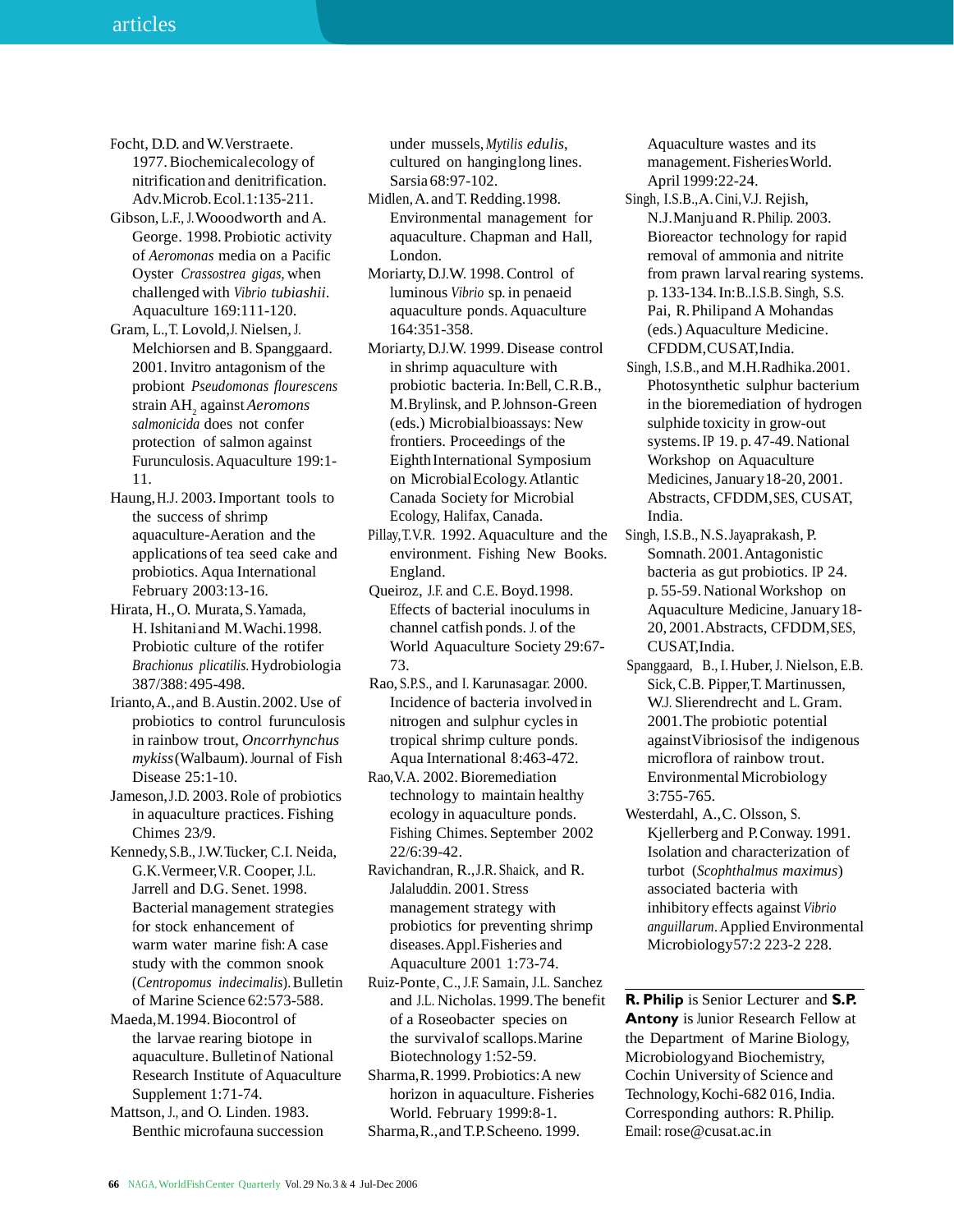Focht, D.D. and W. Verstraete. 1977. Biochemical ecology of nitrification and denitrification. Adv. Microb. Ecol. 1:135-211.

Gibson, L.F., J. Wooodworth and A. George. 1998. Probiotic activity of *Aeromonas* media on a Pacific Oyster *Crassostrea gigas*, when challenged with *Vibrio tubiashii*. Aquaculture 169:111-120.

Gram, L., T. Lovold, J. Nielsen, J. Melchiorsen and B. Spanggaard. 2001. Invitro antagonism of the probiont *Pseudomonas flourescens* strain $AH_2$ against *Aeromons salmonicida* does not confer protection of salmon against Furunculosis. Aquaculture 199:1-11.

Haung, H.J. 2003. Important tools to the success of shrimp aquaculture-Aeration and the applications of tea seed cake and probiotics. Aqua International February 2003:13-16.

Hirata, H., O. Murata, S. Yamada, H. Ishitani and M. Wachi. 1998. Probiotic culture of the rotifer *Brachionus plicatilis*. Hydrobiologia 387/388: 495-498.

Irianto, A., and B. Austin. 2002. Use of probiotics to control furunculosis in rainbow trout, *Oncorrhynchus mykiss* (Walbaum). Journal of Fish Disease 25:1-10.

Jameson, J.D. 2003. Role of probiotics in aquaculture practices. Fishing Chimes 23/9.

Kennedy, S.B., J.W. Tucker, C.I. Neida, G.K. Vermeer, V.R. Cooper, J.L. Jarrell and D.G. Senet. 1998. Bacterial management strategies for stock enhancement of warm water marine fish: A case study with the common snook (*Centropomus indecimalis*). Bulletin of Marine Science 62:573-588.

Maeda, M. 1994. Biocontrol of the larvae rearing biotope in aquaculture. Bulletin of National Research Institute of Aquaculture Supplement 1:71-74.

Mattson, J., and O. Linden. 1983. Benthic microfauna succession under mussels, *Mytilis edulis*, cultured on hanging long lines. Sarsia 68:97-102.

Midlen, A. and T. Redding. 1998. Environmental management for aquaculture. Chapman and Hall, London.

Moriarty, D.J.W. 1998. Control of luminous *Vibrio* sp. in penaeid aquaculture ponds. Aquaculture 164:351-358.

Moriarty, D.J.W. 1999. Disease control in shrimp aquaculture with probiotic bacteria. In: Bell, C.R.B., M. Brylinsk, and P. Johnson-Green (eds.) Microbial bioassays: New frontiers. Proceedings of the Eighth International Symposium on Microbial Ecology. Atlantic Canada Society for Microbial Ecology, Halifax, Canada.

Pillay, T.V.R. 1992. Aquaculture and the environment. Fishing New Books. England.

Queiroz, J.F. and C.E. Boyd. 1998. Effects of bacterial inoculums in channel catfish ponds. J. of the World Aquaculture Society 29:67-73.

Rao, S.P.S., and I. Karunasagar. 2000. Incidence of bacteria involved in nitrogen and sulphur cycles in tropical shrimp culture ponds. Aqua International 8:463-472.

Rao, V.A. 2002. Bioremediation technology to maintain healthy ecology in aquaculture ponds. Fishing Chimes. September 2002 22/6:39-42.

Ravichandran, R., J.R. Shaick, and R. Jalaluddin. 2001. Stress management strategy with probiotics for preventing shrimp diseases. Appl. Fisheries and Aquaculture 2001 1:73-74.

Ruiz-Ponte, C., J.F. Samain, J.L. Sanchez and J.L. Nicholas. 1999. The benefit of a Roseobacter species on the survival of scallops. Marine Biotechnology 1:52-59.

Sharma, R. 1999. Probiotics: A new horizon in aquaculture. Fisheries World. February 1999:8-1.

Sharma, R., and T.P. Scheeno. 1999. Aquaculture wastes and its management. Fisheries World. April 1999:22-24.

Singh, I.S.B., A. Cini, V.J. Rejish, N.J. Manju and R. Philip. 2003. Bioreactor technology for rapid removal of ammonia and nitrite from prawn larval rearing systems. p. 133-134. In: B..I.S.B. Singh, S.S. Pai, R. Philip and A Mohandas (eds.) Aquaculture Medicine. CFDDM, CUSAT, India.

Singh, I.S.B., and M.H. Radhika. 2001. Photosynthetic sulphur bacterium in the bioremediation of hydrogen sulphide toxicity in grow-out systems. IP 19. p. 47-49. National Workshop on Aquaculture Medicines, January 18-20, 2001. Abstracts, CFDDM, SES, CUSAT, India.

Singh, I.S.B., N.S. Jayaprakash, P. Somnath. 2001. Antagonistic bacteria as gut probiotics. IP 24. p. 55-59. National Workshop on Aquaculture Medicine, January 18-20, 2001. Abstracts, CFDDM, SES, CUSAT, India.

Spanggaard, B., I. Huber, J. Nielson, E.B. Sick, C.B. Pipper, T. Martinussen, W.J. Slierendrecht and L. Gram. 2001. The probiotic potential against Vibriosis of the indigenous microflora of rainbow trout. Environmental Microbiology 3:755-765.

Westerdahl, A., C. Olsson, S. Kjellerberg and P. Conway. 1991. Isolation and characterization of turbot (*Scophthalmus maximus*) associated bacteria with inhibitory effects against *Vibrio anguillarum*. Applied Environmental Microbiology 57:2 223-2 228.

---

**R. Philip** is Senior Lecturer and **S.P. Antony** is Junior Research Fellow at the Department of Marine Biology, Microbiology and Biochemistry, Cochin University of Science and Technology, Kochi-682 016, India. Corresponding authors: R. Philip. Email: rose@cusat.ac.in